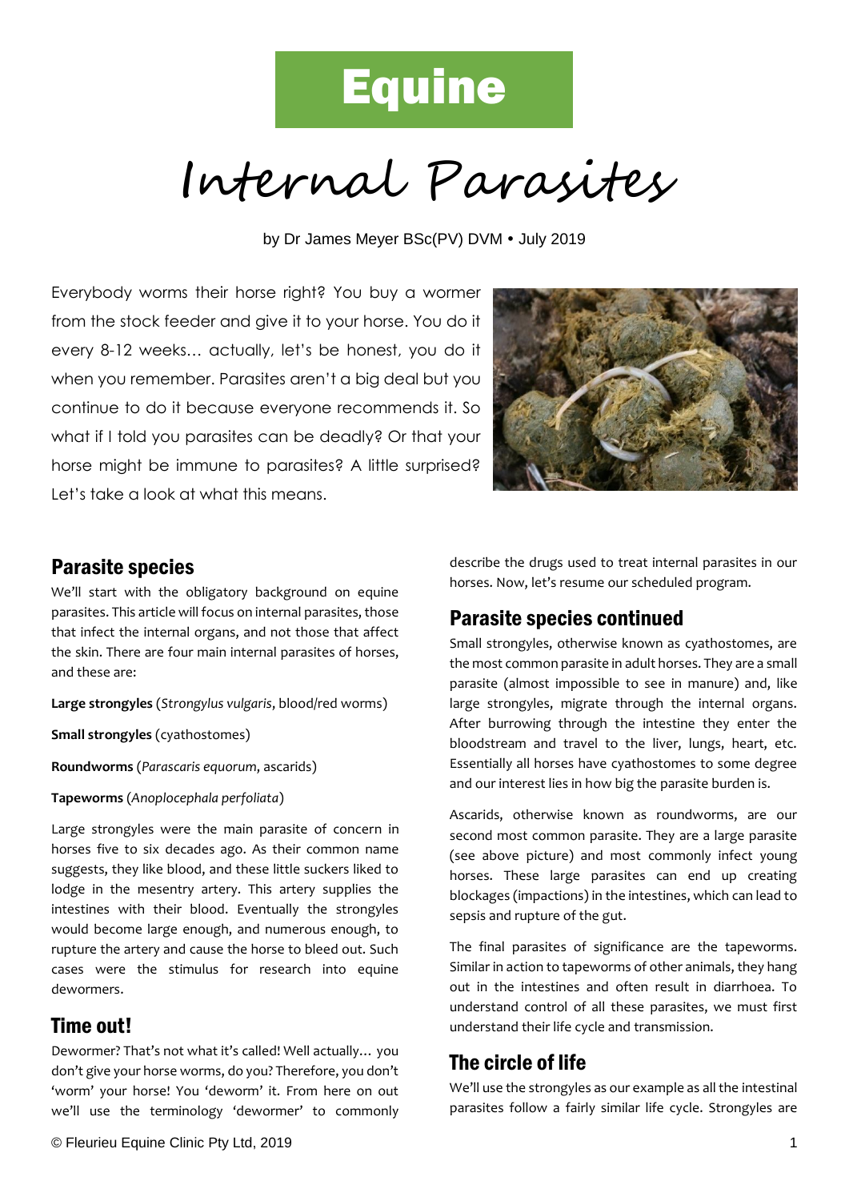# Equine

# Internal Parasites

by Dr James Meyer BSc(PV) DVM • July 2019

Everybody worms their horse right? You buy a wormer from the stock feeder and give it to your horse. You do it every 8-12 weeks… actually, let's be honest, you do it when you remember. Parasites aren't a big deal but you continue to do it because everyone recommends it. So what if I told you parasites can be deadly? Or that your horse might be immune to parasites? A little surprised? Let's take a look at what this means.

## Parasite species

We'll start with the obligatory background on equine parasites. This article will focus on internal parasites, those that infect the internal organs, and not those that affect the skin. There are four main internal parasites of horses, and these are:

**Large strongyles** (*Strongylus vulgaris*, blood/red worms)

**Small strongyles** (cyathostomes)

**Roundworms** (*Parascaris equorum*, ascarids)

**Tapeworms** (*Anoplocephala perfoliata*)

Large strongyles were the main parasite of concern in horses five to six decades ago. As their common name suggests, they like blood, and these little suckers liked to lodge in the mesentry artery. This artery supplies the intestines with their blood. Eventually the strongyles would become large enough, and numerous enough, to rupture the artery and cause the horse to bleed out. Such cases were the stimulus for research into equine dewormers.

## Time out!

Dewormer? That's not what it's called! Well actually… you don't give your horse worms, do you? Therefore, you don't 'worm' your horse! You 'deworm' it. From here on out we'll use the terminology 'dewormer' to commonly describe the drugs used to treat internal parasites in our horses. Now, let's resume our scheduled program.

## Parasite species continued

Small strongyles, otherwise known as cyathostomes, are the most common parasite in adult horses. They are a small parasite (almost impossible to see in manure) and, like large strongyles, migrate through the internal organs. After burrowing through the intestine they enter the bloodstream and travel to the liver, lungs, heart, etc. Essentially all horses have cyathostomes to some degree and our interest lies in how big the parasite burden is.

Ascarids, otherwise known as roundworms, are our second most common parasite. They are a large parasite (see above picture) and most commonly infect young horses. These large parasites can end up creating blockages (impactions) in the intestines, which can lead to sepsis and rupture of the gut.

The final parasites of significance are the tapeworms. Similar in action to tapeworms of other animals, they hang out in the intestines and often result in diarrhoea. To understand control of all these parasites, we must first understand their life cycle and transmission.

## The circle of life

We'll use the strongyles as our example as all the intestinal parasites follow a fairly similar life cycle. Strongyles are

© Fleurieu Equine Clinic Pty Ltd, 2019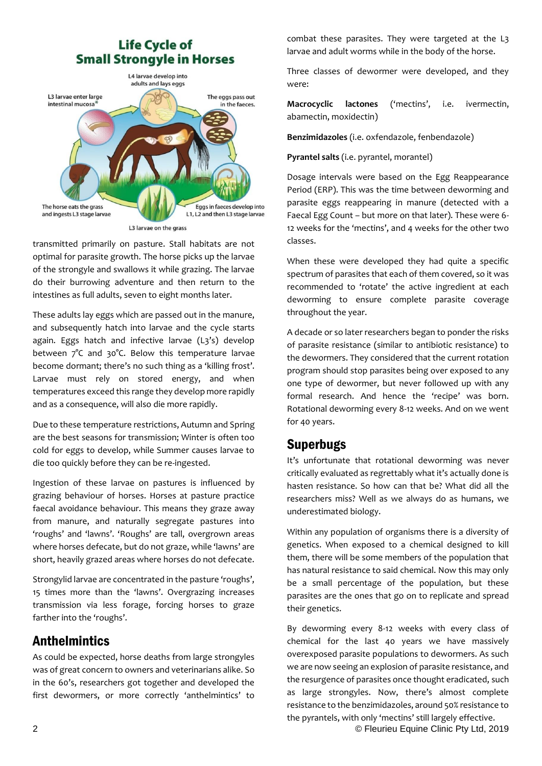## Life Cycle of Small Strongyle in Horses

L4 larvae develop into adults and lays eggs

The eggs pass out in the faeces.

Eggs in faeces develop into L1, L2 and then L3 stage larvae

L3 larvae on the grass

The horse eats the grass and ingests L3 stage larvae

L3 larvae enter large intestinal mucosa*

transmitted primarily on pasture. Stall habitats are not optimal for parasite growth. The horse picks up the larvae of the strongyle and swallows it while grazing. The larvae do their burrowing adventure and then return to the intestines as full adults, seven to eight months later.

These adults lay eggs which are passed out in the manure, and subsequently hatch into larvae and the cycle starts again. Eggs hatch and infective larvae (L3's) develop between 7°C and 30°C. Below this temperature larvae become dormant; there's no such thing as a 'killing frost'. Larvae must rely on stored energy, and when temperatures exceed this range they develop more rapidly and as a consequence, will also die more rapidly.

Due to these temperature restrictions, Autumn and Spring are the best seasons for transmission; Winter is often too cold for eggs to develop, while Summer causes larvae to die too quickly before they can be re-ingested.

Ingestion of these larvae on pastures is influenced by grazing behaviour of horses. Horses at pasture practice faecal avoidance behaviour. This means they graze away from manure, and naturally segregate pastures into 'roughs' and 'lawns'. 'Roughs' are tall, overgrown areas where horses defecate, but do not graze, while 'lawns' are short, heavily grazed areas where horses do not defecate.

Strongylid larvae are concentrated in the pasture 'roughs', 15 times more than the 'lawns'. Overgrazing increases transmission via less forage, forcing horses to graze farther into the 'roughs'.

## Anthelmintics

As could be expected, horse deaths from large strongyles was of great concern to owners and veterinarians alike. So in the 60's, researchers got together and developed the first dewormers, or more correctly 'anthelmintics' to combat these parasites. They were targeted at the L3 larvae and adult worms while in the body of the horse.

Three classes of dewormer were developed, and they were:

**Macrocyclic lactones** ('mectins', i.e. ivermectin, abamectin, moxidectin)

**Benzimidazoles** (i.e. oxfendazole, fenbendazole)

**Pyrantel salts** (i.e. pyrantel, morantel)

Dosage intervals were based on the Egg Reappearance Period (ERP). This was the time between deworming and parasite eggs reappearing in manure (detected with a Faecal Egg Count – but more on that later). These were 6-12 weeks for the 'mectins', and 4 weeks for the other two classes.

When these were developed they had quite a specific spectrum of parasites that each of them covered, so it was recommended to 'rotate' the active ingredient at each deworming to ensure complete parasite coverage throughout the year.

A decade or so later researchers began to ponder the risks of parasite resistance (similar to antibiotic resistance) to the dewormers. They considered that the current rotation program should stop parasites being over exposed to any one type of dewormer, but never followed up with any formal research. And hence the 'recipe' was born. Rotational deworming every 8-12 weeks. And on we went for 40 years.

## Superbugs

It's unfortunate that rotational deworming was never critically evaluated as regrettably what it's actually done is hasten resistance. So how can that be? What did all the researchers miss? Well as we always do as humans, we underestimated biology.

Within any population of organisms there is a diversity of genetics. When exposed to a chemical designed to kill them, there will be some members of the population that has natural resistance to said chemical. Now this may only be a small percentage of the population, but these parasites are the ones that go on to replicate and spread their genetics.

By deworming every 8-12 weeks with every class of chemical for the last 40 years we have massively overexposed parasite populations to dewormers. As such we are now seeing an explosion of parasite resistance, and the resurgence of parasites once thought eradicated, such as large strongyles. Now, there's almost complete resistance to the benzimidazoles, around 50% resistance to the pyrantels, with only 'mectins' still largely effective.

© Fleurieu Equine Clinic Pty Ltd, 2019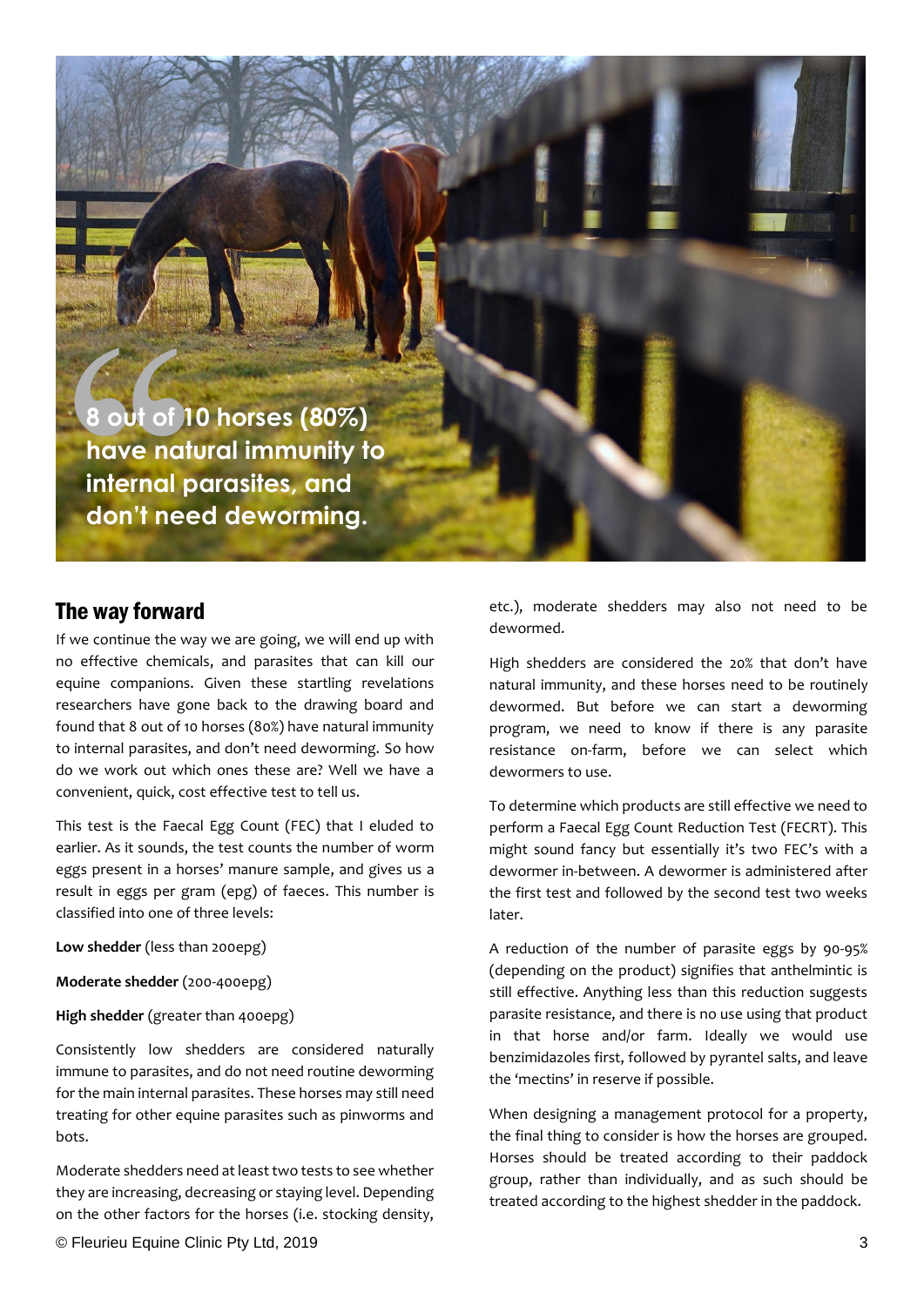> 8 out of 10 horses (80%) have natural immunity to internal parasites, and don't need deworming.

## The way forward

If we continue the way we are going, we will end up with no effective chemicals, and parasites that can kill our equine companions. Given these startling revelations researchers have gone back to the drawing board and found that 8 out of 10 horses (80%) have natural immunity to internal parasites, and don't need deworming. So how do we work out which ones these are? Well we have a convenient, quick, cost effective test to tell us.

This test is the Faecal Egg Count (FEC) that I eluded to earlier. As it sounds, the test counts the number of worm eggs present in a horses' manure sample, and gives us a result in eggs per gram (epg) of faeces. This number is classified into one of three levels:

**Low shedder** (less than 200epg)

**Moderate shedder** (200-400epg)

**High shedder** (greater than 400epg)

Consistently low shedders are considered naturally immune to parasites, and do not need routine deworming for the main internal parasites. These horses may still need treating for other equine parasites such as pinworms and bots.

Moderate shedders need at least two tests to see whether they are increasing, decreasing or staying level. Depending on the other factors for the horses (i.e. stocking density, etc.), moderate shedders may also not need to be dewormed.

High shedders are considered the 20% that don't have natural immunity, and these horses need to be routinely dewormed. But before we can start a deworming program, we need to know if there is any parasite resistance on-farm, before we can select which dewormers to use.

To determine which products are still effective we need to perform a Faecal Egg Count Reduction Test (FECRT). This might sound fancy but essentially it's two FEC's with a dewormer in-between. A dewormer is administered after the first test and followed by the second test two weeks later.

A reduction of the number of parasite eggs by 90-95% (depending on the product) signifies that anthelmintic is still effective. Anything less than this reduction suggests parasite resistance, and there is no use using that product in that horse and/or farm. Ideally we would use benzimidazoles first, followed by pyrantel salts, and leave the 'mectins' in reserve if possible.

When designing a management protocol for a property, the final thing to consider is how the horses are grouped. Horses should be treated according to their paddock group, rather than individually, and as such should be treated according to the highest shedder in the paddock.

© Fleurieu Equine Clinic Pty Ltd, 2019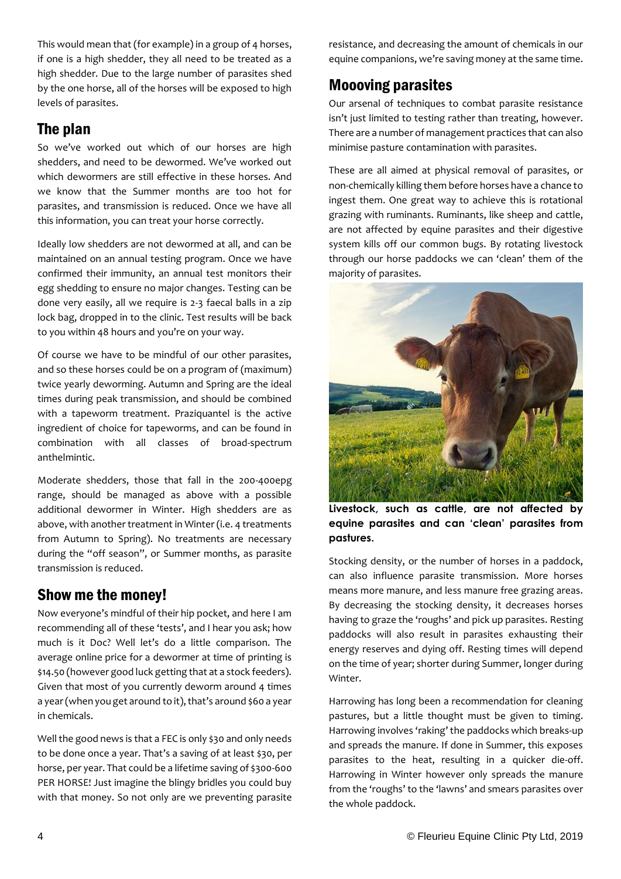This would mean that (for example) in a group of 4 horses, if one is a high shedder, they all need to be treated as a high shedder. Due to the large number of parasites shed by the one horse, all of the horses will be exposed to high levels of parasites.

## The plan

So we've worked out which of our horses are high shedders, and need to be dewormed. We've worked out which dewormers are still effective in these horses. And we know that the Summer months are too hot for parasites, and transmission is reduced. Once we have all this information, you can treat your horse correctly.

Ideally low shedders are not dewormed at all, and can be maintained on an annual testing program. Once we have confirmed their immunity, an annual test monitors their egg shedding to ensure no major changes. Testing can be done very easily, all we require is 2-3 faecal balls in a zip lock bag, dropped in to the clinic. Test results will be back to you within 48 hours and you're on your way.

Of course we have to be mindful of our other parasites, and so these horses could be on a program of (maximum) twice yearly deworming. Autumn and Spring are the ideal times during peak transmission, and should be combined with a tapeworm treatment. Praziquantel is the active ingredient of choice for tapeworms, and can be found in combination with all classes of broad-spectrum anthelmintic.

Moderate shedders, those that fall in the 200-400epg range, should be managed as above with a possible additional dewormer in Winter. High shedders are as above, with another treatment in Winter (i.e. 4 treatments from Autumn to Spring). No treatments are necessary during the "off season", or Summer months, as parasite transmission is reduced.

## Show me the money!

Now everyone's mindful of their hip pocket, and here I am recommending all of these 'tests', and I hear you ask; how much is it Doc? Well let's do a little comparison. The average online price for a dewormer at time of printing is $14.50 (however good luck getting that at a stock feeders). Given that most of you currently deworm around 4 times a year (when you get around to it), that's around $60 a year in chemicals.

Well the good news is that a FEC is only $30 and only needs to be done once a year. That's a saving of at least $30, per horse, per year. That could be a lifetime saving of $300-600 PER HORSE! Just imagine the blingy bridles you could buy with that money. So not only are we preventing parasite resistance, and decreasing the amount of chemicals in our equine companions, we're saving money at the same time.

## Moooving parasites

Our arsenal of techniques to combat parasite resistance isn't just limited to testing rather than treating, however. There are a number of management practices that can also minimise pasture contamination with parasites.

These are all aimed at physical removal of parasites, or non-chemically killing them before horses have a chance to ingest them. One great way to achieve this is rotational grazing with ruminants. Ruminants, like sheep and cattle, are not affected by equine parasites and their digestive system kills off our common bugs. By rotating livestock through our horse paddocks we can 'clean' them of the majority of parasites.

**Livestock, such as cattle, are not affected by equine parasites and can 'clean' parasites from pastures.**

Stocking density, or the number of horses in a paddock, can also influence parasite transmission. More horses means more manure, and less manure free grazing areas. By decreasing the stocking density, it decreases horses having to graze the 'roughs' and pick up parasites. Resting paddocks will also result in parasites exhausting their energy reserves and dying off. Resting times will depend on the time of year; shorter during Summer, longer during Winter.

Harrowing has long been a recommendation for cleaning pastures, but a little thought must be given to timing. Harrowing involves 'raking' the paddocks which breaks-up and spreads the manure. If done in Summer, this exposes parasites to the heat, resulting in a quicker die-off. Harrowing in Winter however only spreads the manure from the 'roughs' to the 'lawns' and smears parasites over the whole paddock.

© Fleurieu Equine Clinic Pty Ltd, 2019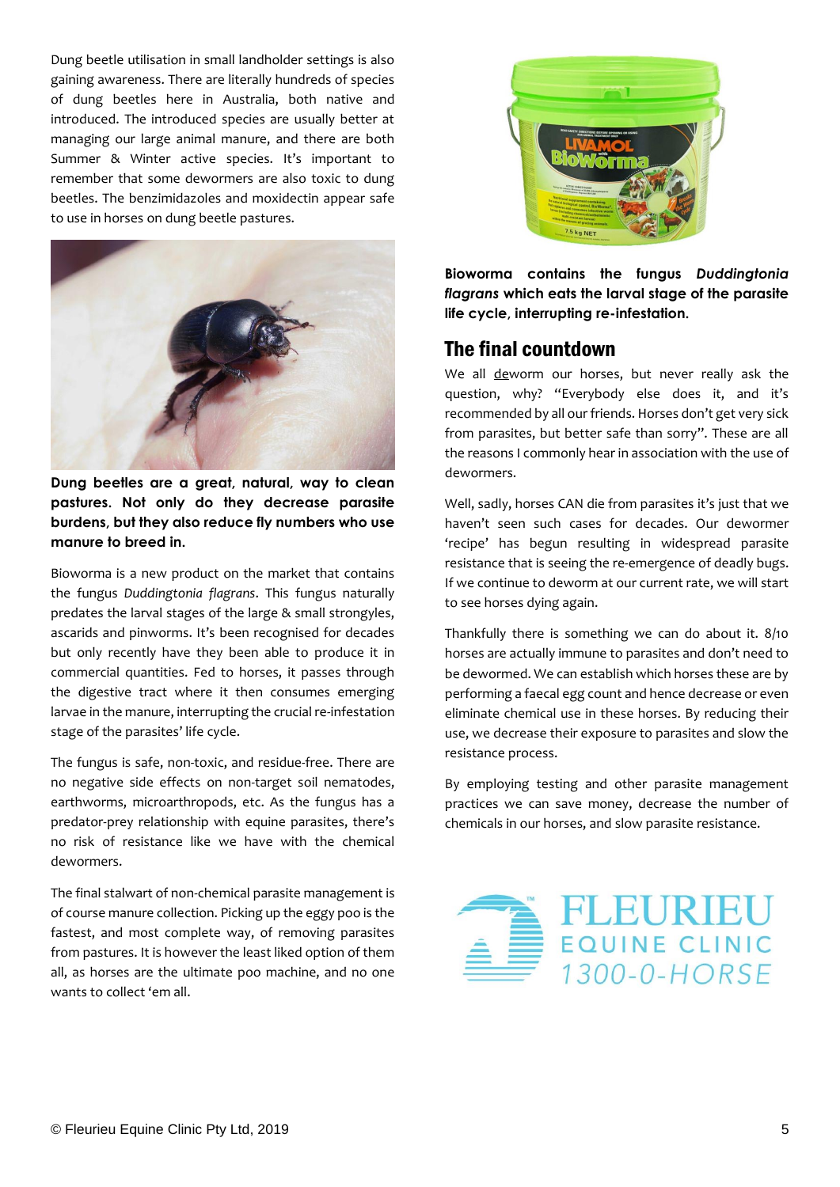Dung beetle utilisation in small landholder settings is also gaining awareness. There are literally hundreds of species of dung beetles here in Australia, both native and introduced. The introduced species are usually better at managing our large animal manure, and there are both Summer & Winter active species. It's important to remember that some dewormers are also toxic to dung beetles. The benzimidazoles and moxidectin appear safe to use in horses on dung beetle pastures.

**Dung beetles are a great, natural, way to clean pastures. Not only do they decrease parasite burdens, but they also reduce fly numbers who use manure to breed in.**

Bioworma is a new product on the market that contains the fungus *Duddingtonia flagrans*. This fungus naturally predates the larval stages of the large & small strongyles, ascarids and pinworms. It's been recognised for decades but only recently have they been able to produce it in commercial quantities. Fed to horses, it passes through the digestive tract where it then consumes emerging larvae in the manure, interrupting the crucial re-infestation stage of the parasites' life cycle.

The fungus is safe, non-toxic, and residue-free. There are no negative side effects on non-target soil nematodes, earthworms, microarthropods, etc. As the fungus has a predator-prey relationship with equine parasites, there's no risk of resistance like we have with the chemical dewormers.

The final stalwart of non-chemical parasite management is of course manure collection. Picking up the eggy poo is the fastest, and most complete way, of removing parasites from pastures. It is however the least liked option of them all, as horses are the ultimate poo machine, and no one wants to collect 'em all.

**Bioworma contains the fungus *Duddingtonia flagrans* which eats the larval stage of the parasite life cycle, interrupting re-infestation.**

## The final countdown

We all deworm our horses, but never really ask the question, why? "Everybody else does it, and it's recommended by all our friends. Horses don't get very sick from parasites, but better safe than sorry". These are all the reasons I commonly hear in association with the use of dewormers.

Well, sadly, horses CAN die from parasites it's just that we haven't seen such cases for decades. Our dewormer 'recipe' has begun resulting in widespread parasite resistance that is seeing the re-emergence of deadly bugs. If we continue to deworm at our current rate, we will start to see horses dying again.

Thankfully there is something we can do about it. 8/10 horses are actually immune to parasites and don't need to be dewormed. We can establish which horses these are by performing a faecal egg count and hence decrease or even eliminate chemical use in these horses. By reducing their use, we decrease their exposure to parasites and slow the resistance process.

By employing testing and other parasite management practices we can save money, decrease the number of chemicals in our horses, and slow parasite resistance.

FLEURIEU EQUINE CLINIC 1300-0-HORSE

© Fleurieu Equine Clinic Pty Ltd, 2019